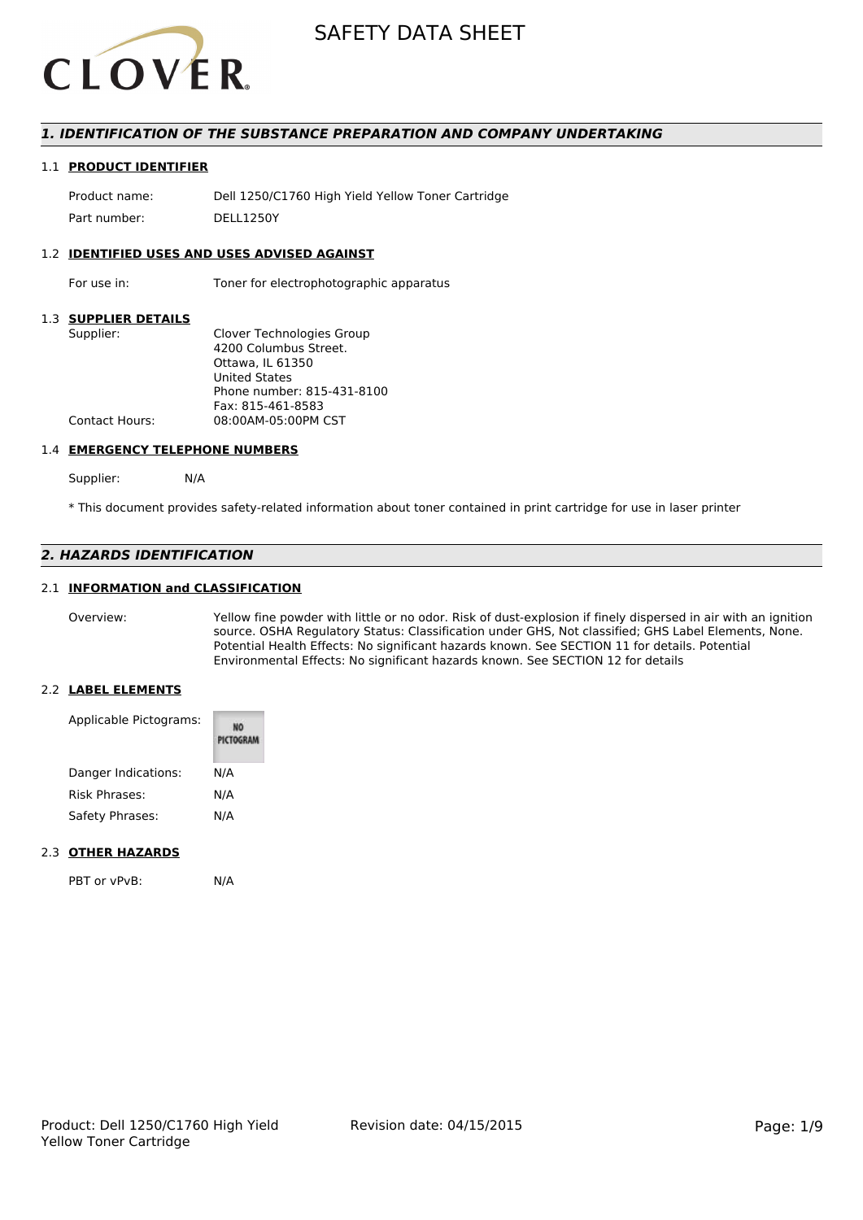# SAFETY DATA SHEET

## *1. IDENTIFICATION OF THE SUBSTANCE PREPARATION AND COMPANY UNDERTAKING*

### 1.1 PRODUCT IDENTIFIER

| | |
|---|---|
| Product name: | Dell 1250/C1760 High Yield Yellow Toner Cartridge |
| Part number: | DELL1250Y |

### 1.2 IDENTIFIED USES AND USES ADVISED AGAINST

| | |
|---|---|
| For use in: | Toner for electrophotographic apparatus |

### 1.3 SUPPLIER DETAILS

| | |
|---|---|
| Supplier: | Clover Technologies Group<br>4200 Columbus Street.<br>Ottawa, IL 61350<br>United States<br>Phone number: 815-431-8100<br>Fax: 815-461-8583 |
| Contact Hours: | 08:00AM-05:00PM CST |

### 1.4 EMERGENCY TELEPHONE NUMBERS

| | |
|---|---|
| Supplier: | N/A |

* This document provides safety-related information about toner contained in print cartridge for use in laser printer

## *2. HAZARDS IDENTIFICATION*

### 2.1 INFORMATION and CLASSIFICATION

| | |
|---|---|
| Overview: | Yellow fine powder with little or no odor. Risk of dust-explosion if finely dispersed in air with an ignition source. OSHA Regulatory Status: Classification under GHS, Not classified; GHS Label Elements, None. Potential Health Effects: No significant hazards known. See SECTION 11 for details. Potential Environmental Effects: No significant hazards known. See SECTION 12 for details |

### 2.2 LABEL ELEMENTS

| | |
|---|---|
| Applicable Pictograms: | NO PICTOGRAM |
| Danger Indications: | N/A |
| Risk Phrases: | N/A |
| Safety Phrases: | N/A |

### 2.3 OTHER HAZARDS

| | |
|---|---|
| PBT or vPvB: | N/A |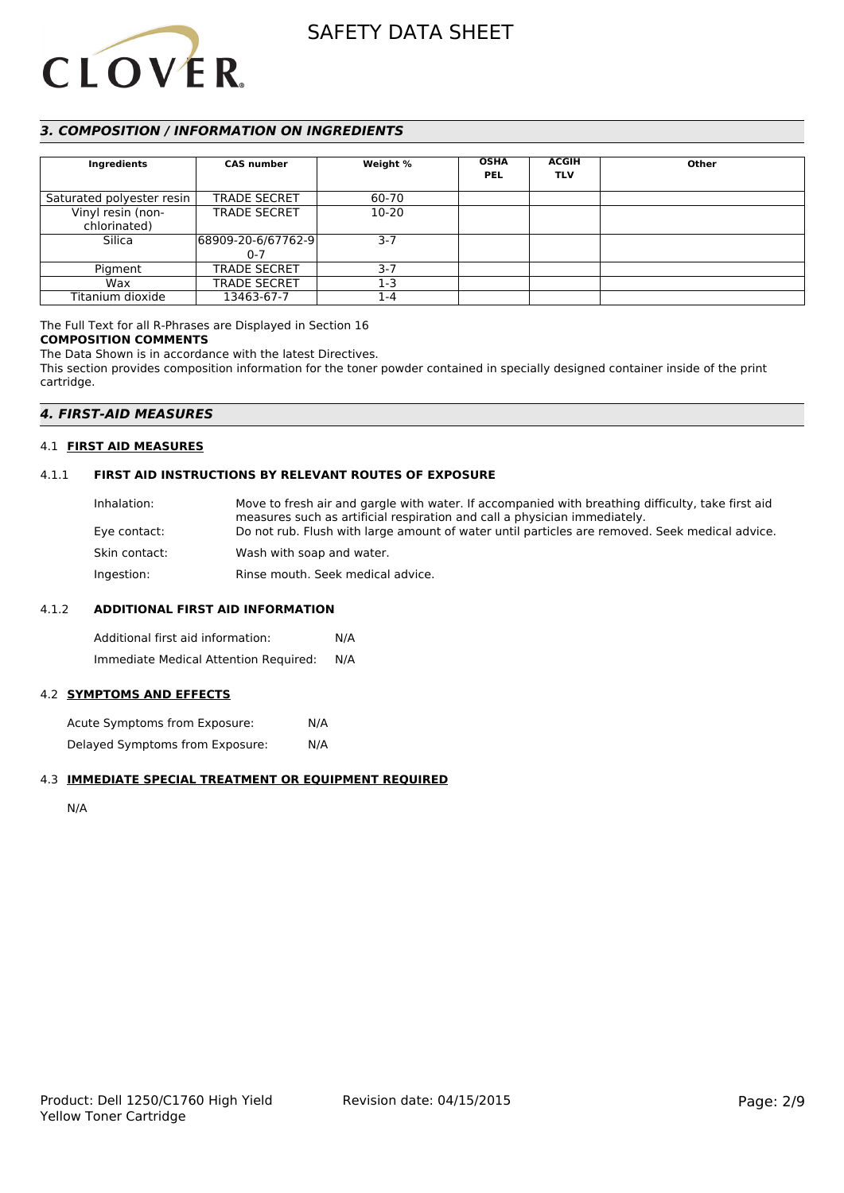## 3. COMPOSITION / INFORMATION ON INGREDIENTS

| Ingredients | CAS number | Weight % | OSHA PEL | ACGIH TLV | Other |
|---|---|---|---|---|---|
| Saturated polyester resin | TRADE SECRET | 60-70 | | | |
| Vinyl resin (non-chlorinated) | TRADE SECRET | 10-20 | | | |
| Silica | 68909-20-6/67762-90-7 | 3-7 | | | |
| Pigment | TRADE SECRET | 3-7 | | | |
| Wax | TRADE SECRET | 1-3 | | | |
| Titanium dioxide | 13463-67-7 | 1-4 | | | |

The Full Text for all R-Phrases are Displayed in Section 16

**COMPOSITION COMMENTS**

The Data Shown is in accordance with the latest Directives.

This section provides composition information for the toner powder contained in specially designed container inside of the print cartridge.

## 4. FIRST-AID MEASURES

### 4.1 FIRST AID MEASURES

#### 4.1.1 FIRST AID INSTRUCTIONS BY RELEVANT ROUTES OF EXPOSURE

Inhalation: Move to fresh air and gargle with water. If accompanied with breathing difficulty, take first aid measures such as artificial respiration and call a physician immediately.

Eye contact: Do not rub. Flush with large amount of water until particles are removed. Seek medical advice.

Skin contact: Wash with soap and water.

Ingestion: Rinse mouth. Seek medical advice.

#### 4.1.2 ADDITIONAL FIRST AID INFORMATION

Additional first aid information: N/A

Immediate Medical Attention Required: N/A

### 4.2 SYMPTOMS AND EFFECTS

Acute Symptoms from Exposure: N/A

Delayed Symptoms from Exposure: N/A

### 4.3 IMMEDIATE SPECIAL TREATMENT OR EQUIPMENT REQUIRED

N/A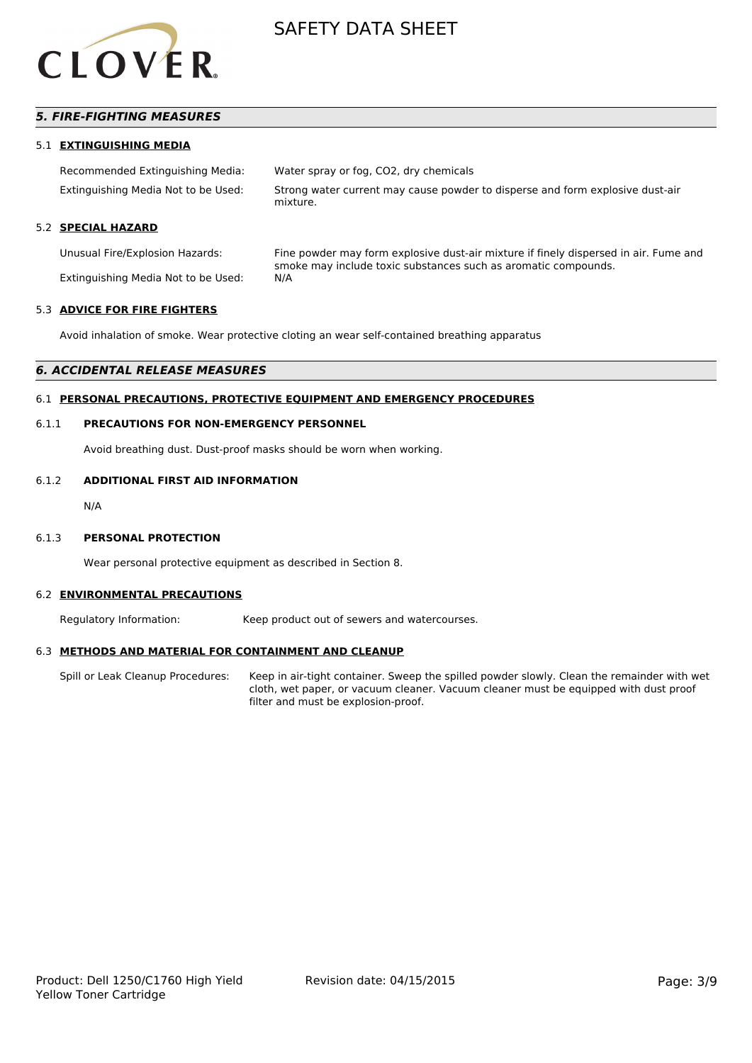## *5. FIRE-FIGHTING MEASURES*

### 5.1 EXTINGUISHING MEDIA

| | |
|---|---|
| Recommended Extinguishing Media: | Water spray or fog, CO2, dry chemicals |
| Extinguishing Media Not to be Used: | Strong water current may cause powder to disperse and form explosive dust-air mixture. |

### 5.2 SPECIAL HAZARD

| | |
|---|---|
| Unusual Fire/Explosion Hazards: | Fine powder may form explosive dust-air mixture if finely dispersed in air. Fume and smoke may include toxic substances such as aromatic compounds. |
| Extinguishing Media Not to be Used: | N/A |

### 5.3 ADVICE FOR FIRE FIGHTERS

Avoid inhalation of smoke. Wear protective cloting an wear self-contained breathing apparatus

## *6. ACCIDENTAL RELEASE MEASURES*

### 6.1 PERSONAL PRECAUTIONS, PROTECTIVE EQUIPMENT AND EMERGENCY PROCEDURES

#### 6.1.1 PRECAUTIONS FOR NON-EMERGENCY PERSONNEL

Avoid breathing dust. Dust-proof masks should be worn when working.

#### 6.1.2 ADDITIONAL FIRST AID INFORMATION

N/A

#### 6.1.3 PERSONAL PROTECTION

Wear personal protective equipment as described in Section 8.

### 6.2 ENVIRONMENTAL PRECAUTIONS

| | |
|---|---|
| Regulatory Information: | Keep product out of sewers and watercourses. |

### 6.3 METHODS AND MATERIAL FOR CONTAINMENT AND CLEANUP

| | |
|---|---|
| Spill or Leak Cleanup Procedures: | Keep in air-tight container. Sweep the spilled powder slowly. Clean the remainder with wet cloth, wet paper, or vacuum cleaner. Vacuum cleaner must be equipped with dust proof filter and must be explosion-proof. |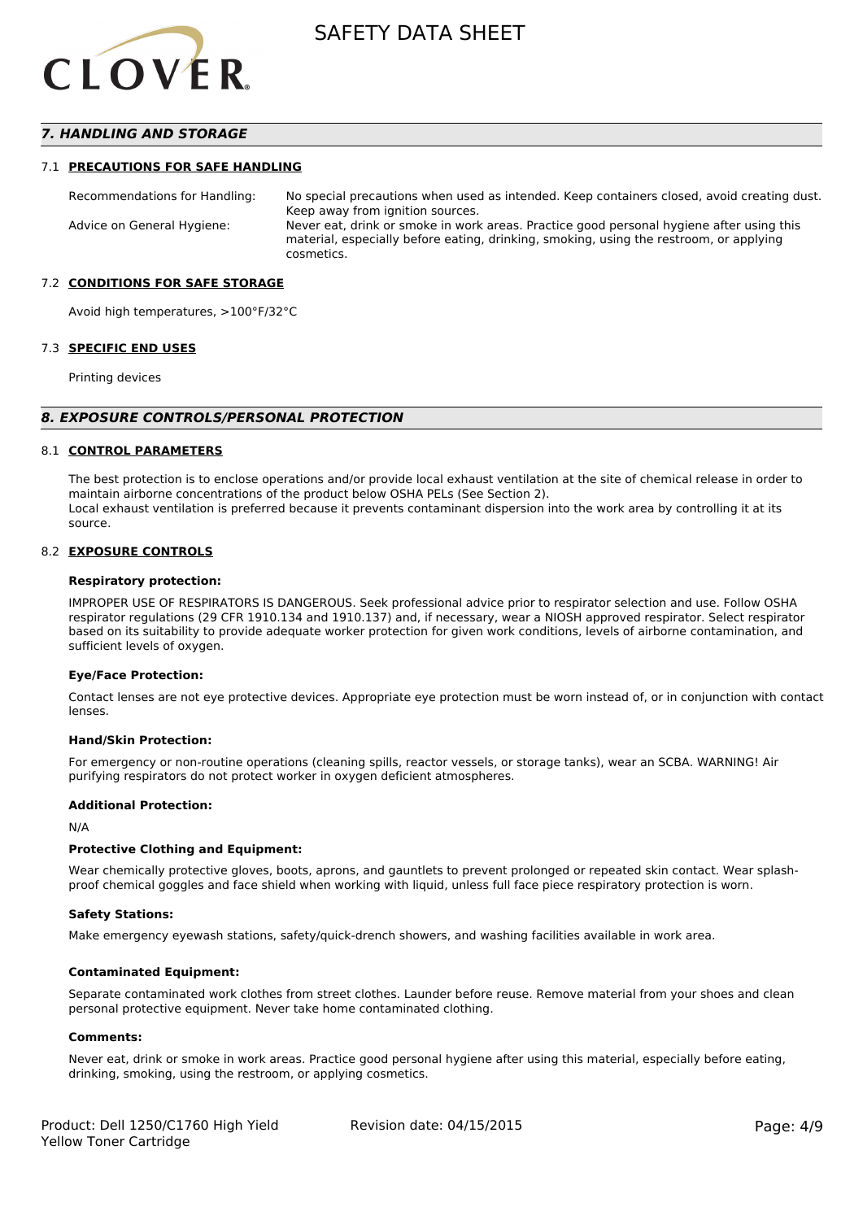## 7. HANDLING AND STORAGE

### 7.1 PRECAUTIONS FOR SAFE HANDLING

| | |
|---|---|
| Recommendations for Handling: | No special precautions when used as intended. Keep containers closed, avoid creating dust. Keep away from ignition sources. |
| Advice on General Hygiene: | Never eat, drink or smoke in work areas. Practice good personal hygiene after using this material, especially before eating, drinking, smoking, using the restroom, or applying cosmetics. |

### 7.2 CONDITIONS FOR SAFE STORAGE

Avoid high temperatures, >100°F/32°C

### 7.3 SPECIFIC END USES

Printing devices

## 8. EXPOSURE CONTROLS/PERSONAL PROTECTION

### 8.1 CONTROL PARAMETERS

The best protection is to enclose operations and/or provide local exhaust ventilation at the site of chemical release in order to maintain airborne concentrations of the product below OSHA PELs (See Section 2).
Local exhaust ventilation is preferred because it prevents contaminant dispersion into the work area by controlling it at its source.

### 8.2 EXPOSURE CONTROLS

**Respiratory protection:**

IMPROPER USE OF RESPIRATORS IS DANGEROUS. Seek professional advice prior to respirator selection and use. Follow OSHA respirator regulations (29 CFR 1910.134 and 1910.137) and, if necessary, wear a NIOSH approved respirator. Select respirator based on its suitability to provide adequate worker protection for given work conditions, levels of airborne contamination, and sufficient levels of oxygen.

**Eye/Face Protection:**

Contact lenses are not eye protective devices. Appropriate eye protection must be worn instead of, or in conjunction with contact lenses.

**Hand/Skin Protection:**

For emergency or non-routine operations (cleaning spills, reactor vessels, or storage tanks), wear an SCBA. WARNING! Air purifying respirators do not protect worker in oxygen deficient atmospheres.

**Additional Protection:**

N/A

**Protective Clothing and Equipment:**

Wear chemically protective gloves, boots, aprons, and gauntlets to prevent prolonged or repeated skin contact. Wear splash-proof chemical goggles and face shield when working with liquid, unless full face piece respiratory protection is worn.

**Safety Stations:**

Make emergency eyewash stations, safety/quick-drench showers, and washing facilities available in work area.

**Contaminated Equipment:**

Separate contaminated work clothes from street clothes. Launder before reuse. Remove material from your shoes and clean personal protective equipment. Never take home contaminated clothing.

**Comments:**

Never eat, drink or smoke in work areas. Practice good personal hygiene after using this material, especially before eating, drinking, smoking, using the restroom, or applying cosmetics.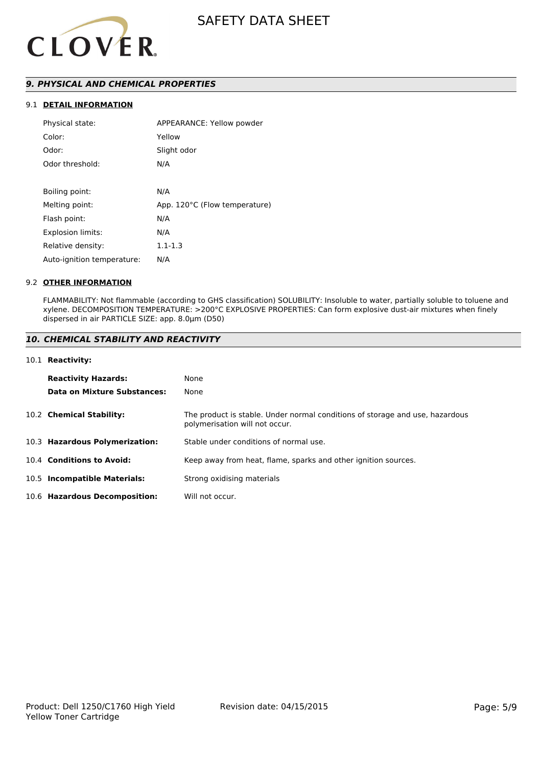## *9. PHYSICAL AND CHEMICAL PROPERTIES*

### 9.1 DETAIL INFORMATION

| | |
|---|---|
| Physical state: | APPEARANCE: Yellow powder |
| Color: | Yellow |
| Odor: | Slight odor |
| Odor threshold: | N/A |
| | |
| Boiling point: | N/A |
| Melting point: | App. 120°C (Flow temperature) |
| Flash point: | N/A |
| Explosion limits: | N/A |
| Relative density: | 1.1-1.3 |
| Auto-ignition temperature: | N/A |

### 9.2 OTHER INFORMATION

FLAMMABILITY: Not flammable (according to GHS classification) SOLUBILITY: Insoluble to water, partially soluble to toluene and xylene. DECOMPOSITION TEMPERATURE: >200°C EXPLOSIVE PROPERTIES: Can form explosive dust-air mixtures when finely dispersed in air PARTICLE SIZE: app. 8.0µm (D50)

## *10. CHEMICAL STABILITY AND REACTIVITY*

### 10.1 Reactivity:

| | |
|---|---|
| **Reactivity Hazards:** | None |
| **Data on Mixture Substances:** | None |

| | |
|---|---|
| 10.2 **Chemical Stability:** | The product is stable. Under normal conditions of storage and use, hazardous polymerisation will not occur. |
| 10.3 **Hazardous Polymerization:** | Stable under conditions of normal use. |
| 10.4 **Conditions to Avoid:** | Keep away from heat, flame, sparks and other ignition sources. |
| 10.5 **Incompatible Materials:** | Strong oxidising materials |
| 10.6 **Hazardous Decomposition:** | Will not occur. |

Product: Dell 1250/C1760 High Yield Yellow Toner Cartridge

Revision date: 04/15/2015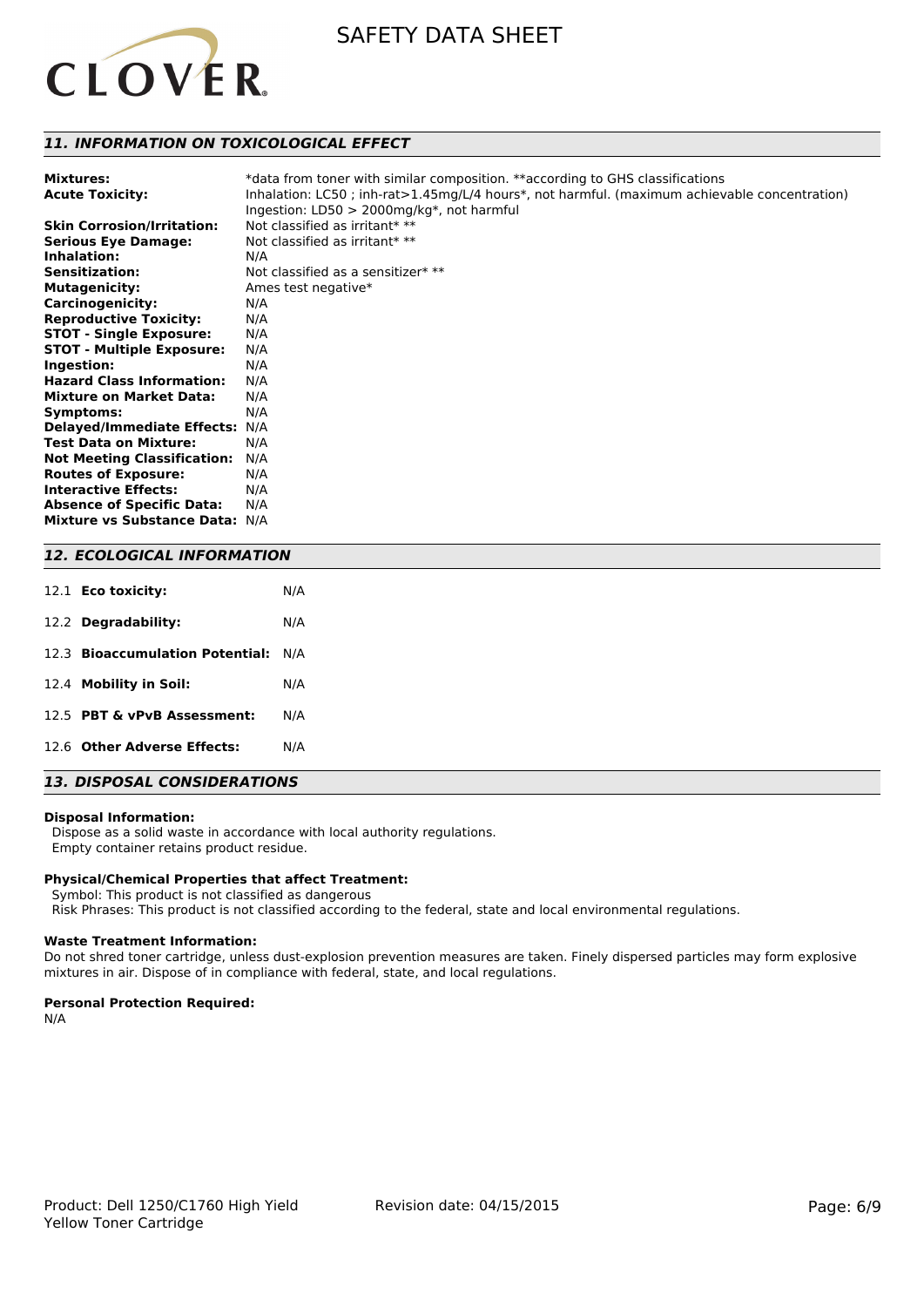## 11. INFORMATION ON TOXICOLOGICAL EFFECT

| | |
|---|---|
| **Mixtures:** | *data from toner with similar composition. **according to GHS classifications |
| **Acute Toxicity:** | Inhalation: LC50 ; inh-rat>1.45mg/L/4 hours*, not harmful. (maximum achievable concentration)<br>Ingestion: LD50 > 2000mg/kg*, not harmful |
| **Skin Corrosion/Irritation:** | Not classified as irritant* ** |
| **Serious Eye Damage:** | Not classified as irritant* ** |
| **Inhalation:** | N/A |
| **Sensitization:** | Not classified as a sensitizer* ** |
| **Mutagenicity:** | Ames test negative* |
| **Carcinogenicity:** | N/A |
| **Reproductive Toxicity:** | N/A |
| **STOT - Single Exposure:** | N/A |
| **STOT - Multiple Exposure:** | N/A |
| **Ingestion:** | N/A |
| **Hazard Class Information:** | N/A |
| **Mixture on Market Data:** | N/A |
| **Symptoms:** | N/A |
| **Delayed/Immediate Effects:** | N/A |
| **Test Data on Mixture:** | N/A |
| **Not Meeting Classification:** | N/A |
| **Routes of Exposure:** | N/A |
| **Interactive Effects:** | N/A |
| **Absence of Specific Data:** | N/A |
| **Mixture vs Substance Data:** | N/A |

## 12. ECOLOGICAL INFORMATION

| | |
|---|---|
| 12.1 **Eco toxicity:** | N/A |
| 12.2 **Degradability:** | N/A |
| 12.3 **Bioaccumulation Potential:** | N/A |
| 12.4 **Mobility in Soil:** | N/A |
| 12.5 **PBT & vPvB Assessment:** | N/A |
| 12.6 **Other Adverse Effects:** | N/A |

## 13. DISPOSAL CONSIDERATIONS

**Disposal Information:**

Dispose as a solid waste in accordance with local authority regulations.
Empty container retains product residue.

**Physical/Chemical Properties that affect Treatment:**

Symbol: This product is not classified as dangerous
Risk Phrases: This product is not classified according to the federal, state and local environmental regulations.

**Waste Treatment Information:**

Do not shred toner cartridge, unless dust-explosion prevention measures are taken. Finely dispersed particles may form explosive mixtures in air. Dispose of in compliance with federal, state, and local regulations.

**Personal Protection Required:**

N/A

Product: Dell 1250/C1760 High Yield Yellow Toner Cartridge

Revision date: 04/15/2015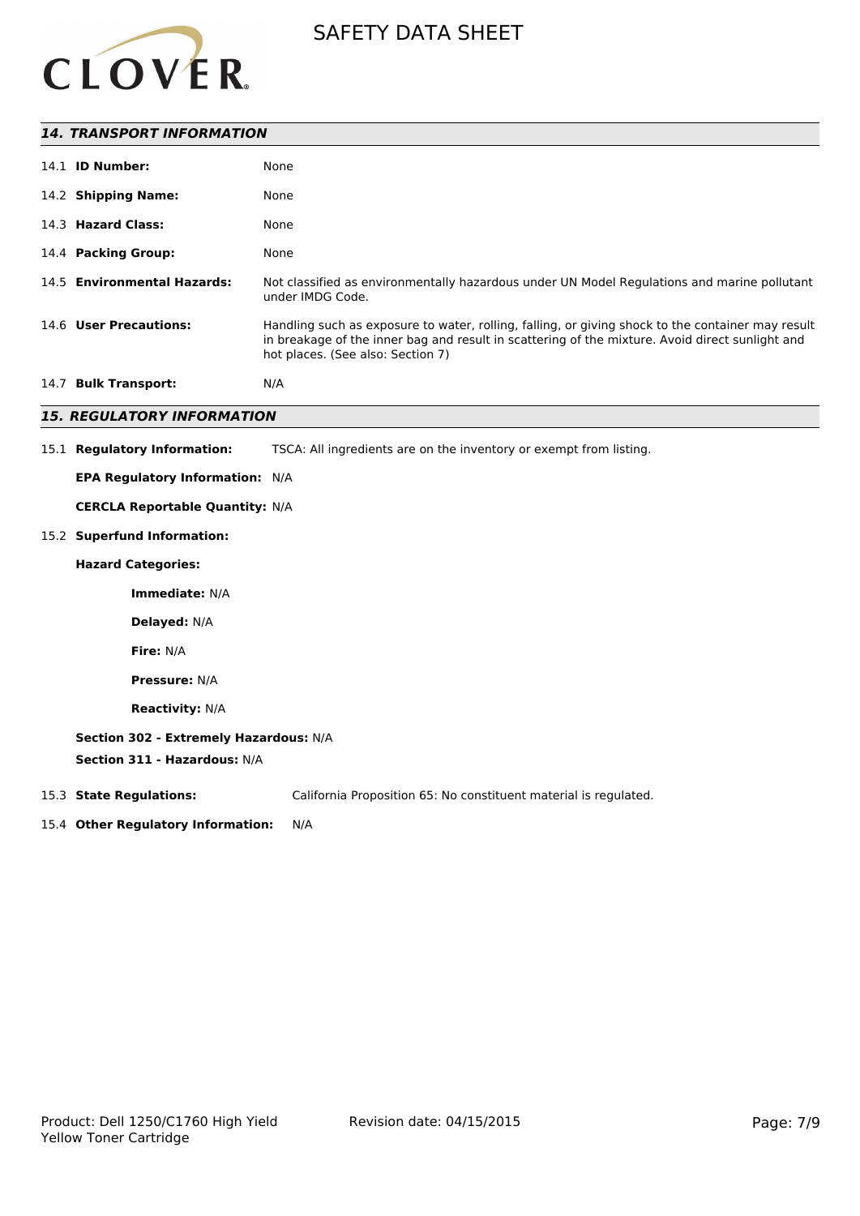## 14. TRANSPORT INFORMATION

14.1 **ID Number:** None

14.2 **Shipping Name:** None

14.3 **Hazard Class:** None

14.4 **Packing Group:** None

14.5 **Environmental Hazards:** Not classified as environmentally hazardous under UN Model Regulations and marine pollutant under IMDG Code.

14.6 **User Precautions:** Handling such as exposure to water, rolling, falling, or giving shock to the container may result in breakage of the inner bag and result in scattering of the mixture. Avoid direct sunlight and hot places. (See also: Section 7)

14.7 **Bulk Transport:** N/A

## 15. REGULATORY INFORMATION

15.1 **Regulatory Information:** TSCA: All ingredients are on the inventory or exempt from listing.

**EPA Regulatory Information:** N/A

**CERCLA Reportable Quantity:** N/A

15.2 **Superfund Information:**

**Hazard Categories:**

**Immediate:** N/A

**Delayed:** N/A

**Fire:** N/A

**Pressure:** N/A

**Reactivity:** N/A

**Section 302 - Extremely Hazardous:** N/A

**Section 311 - Hazardous:** N/A

15.3 **State Regulations:** California Proposition 65: No constituent material is regulated.

15.4 **Other Regulatory Information:** N/A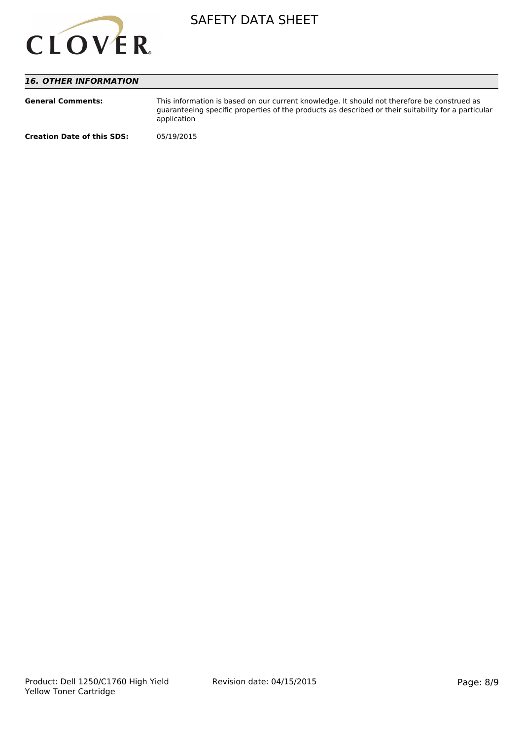## 16. OTHER INFORMATION

| | |
|---|---|
| **General Comments:** | This information is based on our current knowledge. It should not therefore be construed as guaranteeing specific properties of the products as described or their suitability for a particular application |
| **Creation Date of this SDS:** | 05/19/2015 |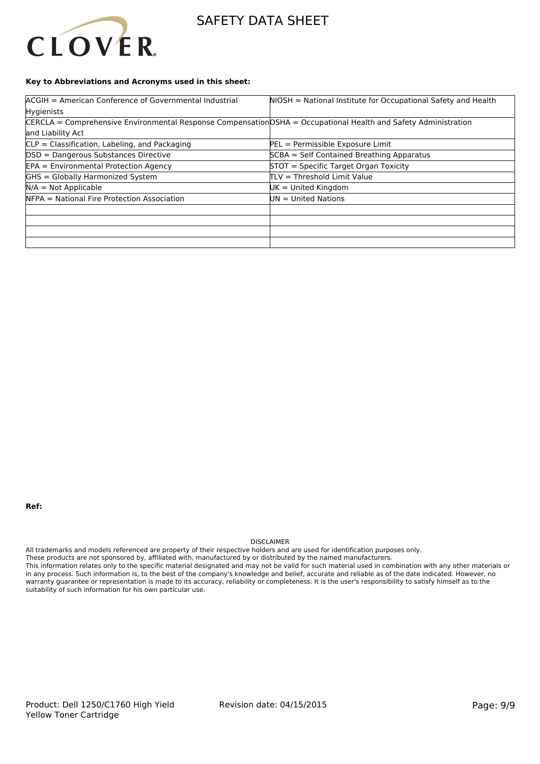**Key to Abbreviations and Acronyms used in this sheet:**

| | |
|---|---|
| ACGIH = American Conference of Governmental Industrial Hygienists | NIOSH = National Institute for Occupational Safety and Health |
| CERCLA = Comprehensive Environmental Response Compensation and Liability Act | OSHA = Occupational Health and Safety Administration |
| CLP = Classification, Labeling, and Packaging | PEL = Permissible Exposure Limit |
| DSD = Dangerous Substances Directive | SCBA = Self Contained Breathing Apparatus |
| EPA = Environmental Protection Agency | STOT = Specific Target Organ Toxicity |
| GHS = Globally Harmonized System | TLV = Threshold Limit Value |
| N/A = Not Applicable | UK = United Kingdom |
| NFPA = National Fire Protection Association | UN = United Nations |
| | |
| | |
| | |
| | |

**Ref:**

DISCLAIMER

All trademarks and models referenced are property of their respective holders and are used for identification purposes only.
These products are not sponsored by, affiliated with, manufactured by or distributed by the named manufacturers.
This information relates only to the specific material designated and may not be valid for such material used in combination with any other materials or in any process. Such information is, to the best of the company's knowledge and belief, accurate and reliable as of the date indicated. However, no warranty guarantee or representation is made to its accuracy, reliability or completeness. It is the user's responsibility to satisfy himself as to the suitability of such information for his own particular use.